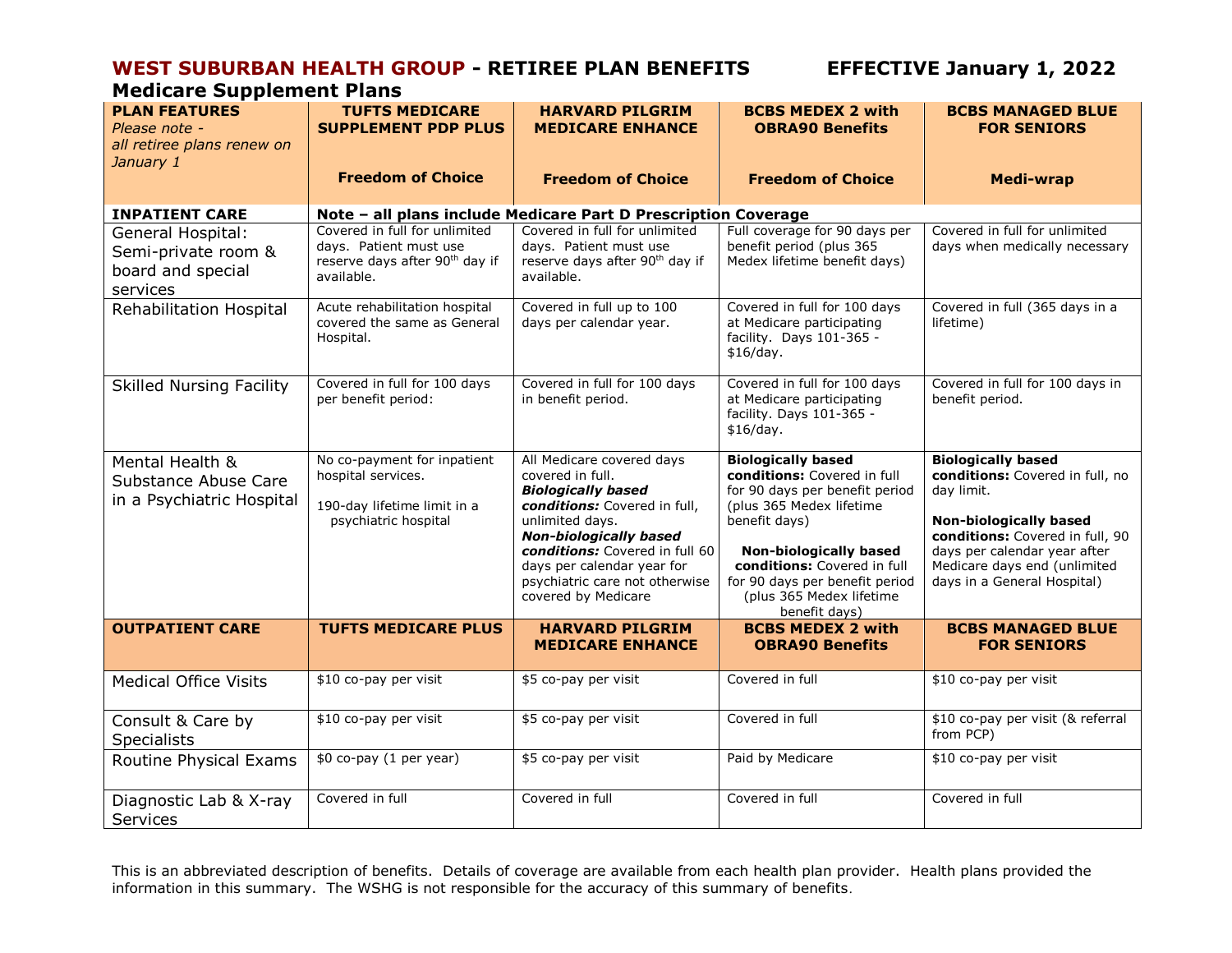## WEST SUBURBAN HEALTH GROUP - RETIREE PLAN BENEFITS EFFECTIVE January 1, 2022

### Medicare Supplement Plans

| **PLAN FEATURES** *Please note - all retiree plans renew on January 1* | **TUFTS MEDICARE SUPPLEMENT PDP PLUS** **Freedom of Choice** | **HARVARD PILGRIM MEDICARE ENHANCE** **Freedom of Choice** | **BCBS MEDEX 2 with OBRA90 Benefits** **Freedom of Choice** | **BCBS MANAGED BLUE FOR SENIORS** **Medi-wrap** |
|---|---|---|---|---|
| **INPATIENT CARE** | **Note – all plans include Medicare Part D Prescription Coverage** | | | |
| General Hospital: Semi-private room & board and special services | Covered in full for unlimited days. Patient must use reserve days after 90th day if available. | Covered in full for unlimited days. Patient must use reserve days after 90th day if available. | Full coverage for 90 days per benefit period (plus 365 Medex lifetime benefit days) | Covered in full for unlimited days when medically necessary |
| Rehabilitation Hospital | Acute rehabilitation hospital covered the same as General Hospital. | Covered in full up to 100 days per calendar year. | Covered in full for 100 days at Medicare participating facility. Days 101-365 - $16/day. | Covered in full (365 days in a lifetime) |
| Skilled Nursing Facility | Covered in full for 100 days per benefit period: | Covered in full for 100 days in benefit period. | Covered in full for 100 days at Medicare participating facility. Days 101-365 - $16/day. | Covered in full for 100 days in benefit period. |
| Mental Health & Substance Abuse Care in a Psychiatric Hospital | No co-payment for inpatient hospital services. 190-day lifetime limit in a psychiatric hospital | All Medicare covered days covered in full. ***Biologically based conditions:*** Covered in full, unlimited days. ***Non-biologically based conditions:*** Covered in full 60 days per calendar year for psychiatric care not otherwise covered by Medicare | **Biologically based conditions:** Covered in full for 90 days per benefit period (plus 365 Medex lifetime benefit days) **Non-biologically based conditions:** Covered in full for 90 days per benefit period (plus 365 Medex lifetime benefit days) | **Biologically based conditions:** Covered in full, no day limit. **Non-biologically based conditions:** Covered in full, 90 days per calendar year after Medicare days end (unlimited days in a General Hospital) |
| **OUTPATIENT CARE** | **TUFTS MEDICARE PLUS** | **HARVARD PILGRIM MEDICARE ENHANCE** | **BCBS MEDEX 2 with OBRA90 Benefits** | **BCBS MANAGED BLUE FOR SENIORS** |
| Medical Office Visits | $10 co-pay per visit | $5 co-pay per visit | Covered in full | $10 co-pay per visit |
| Consult & Care by Specialists | $10 co-pay per visit | $5 co-pay per visit | Covered in full | $10 co-pay per visit (& referral from PCP) |
| Routine Physical Exams | $0 co-pay (1 per year) | $5 co-pay per visit | Paid by Medicare | $10 co-pay per visit |
| Diagnostic Lab & X-ray Services | Covered in full | Covered in full | Covered in full | Covered in full |

This is an abbreviated description of benefits. Details of coverage are available from each health plan provider. Health plans provided the information in this summary. The WSHG is not responsible for the accuracy of this summary of benefits.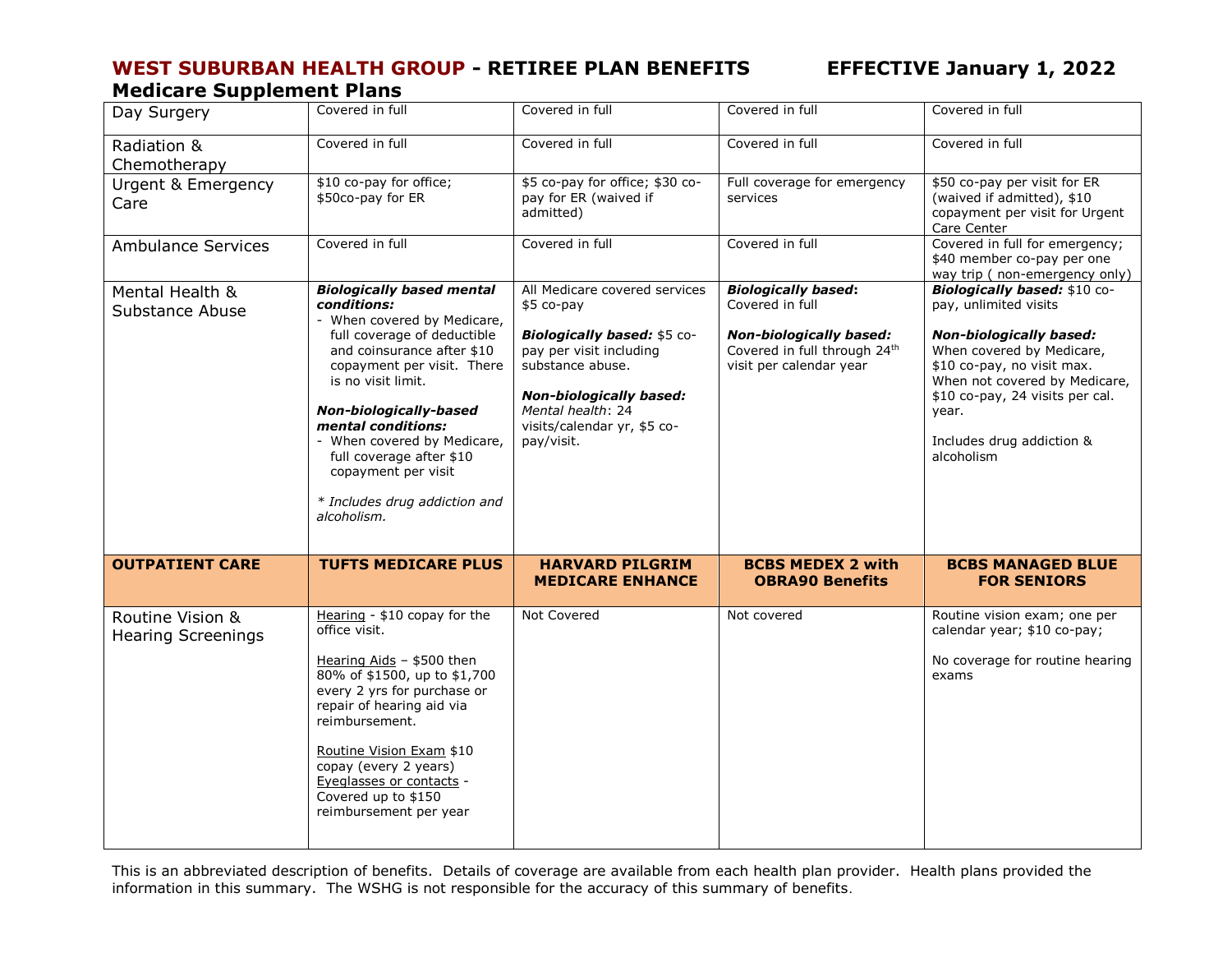## WEST SUBURBAN HEALTH GROUP - RETIREE PLAN BENEFITS EFFECTIVE January 1, 2022

### Medicare Supplement Plans

| | | | | |
|---|---|---|---|---|
| Day Surgery | Covered in full | Covered in full | Covered in full | Covered in full |
| Radiation & Chemotherapy | Covered in full | Covered in full | Covered in full | Covered in full |
| Urgent & Emergency Care | $10 co-pay for office; $50co-pay for ER | $5 co-pay for office; $30 co-pay for ER (waived if admitted) | Full coverage for emergency services | $50 co-pay per visit for ER (waived if admitted), $10 copayment per visit for Urgent Care Center |
| Ambulance Services | Covered in full | Covered in full | Covered in full | Covered in full for emergency; $40 member co-pay per one way trip ( non-emergency only) |
| Mental Health & Substance Abuse | ***Biologically based mental conditions:*** - When covered by Medicare, full coverage of deductible and coinsurance after $10 copayment per visit. There is no visit limit. ***Non-biologically-based mental conditions:*** - When covered by Medicare, full coverage after $10 copayment per visit *\* Includes drug addiction and alcoholism.* | All Medicare covered services $5 co-pay ***Biologically based:*** $5 co-pay per visit including substance abuse. ***Non-biologically based:*** *Mental health*: 24 visits/calendar yr, $5 co-pay/visit. | ***Biologically based*:** Covered in full ***Non-biologically based:*** Covered in full through 24th visit per calendar year | ***Biologically based:*** $10 co-pay, unlimited visits ***Non-biologically based:*** When covered by Medicare, $10 co-pay, no visit max. When not covered by Medicare, $10 co-pay, 24 visits per cal. year. Includes drug addiction & alcoholism |
| **OUTPATIENT CARE** | **TUFTS MEDICARE PLUS** | **HARVARD PILGRIM MEDICARE ENHANCE** | **BCBS MEDEX 2 with OBRA90 Benefits** | **BCBS MANAGED BLUE FOR SENIORS** |
| Routine Vision & Hearing Screenings | Hearing - $10 copay for the office visit. Hearing Aids – $500 then 80% of $1500, up to $1,700 every 2 yrs for purchase or repair of hearing aid via reimbursement. Routine Vision Exam $10 copay (every 2 years) Eyeglasses or contacts - Covered up to $150 reimbursement per year | Not Covered | Not covered | Routine vision exam; one per calendar year; $10 co-pay; No coverage for routine hearing exams |

This is an abbreviated description of benefits. Details of coverage are available from each health plan provider. Health plans provided the information in this summary. The WSHG is not responsible for the accuracy of this summary of benefits.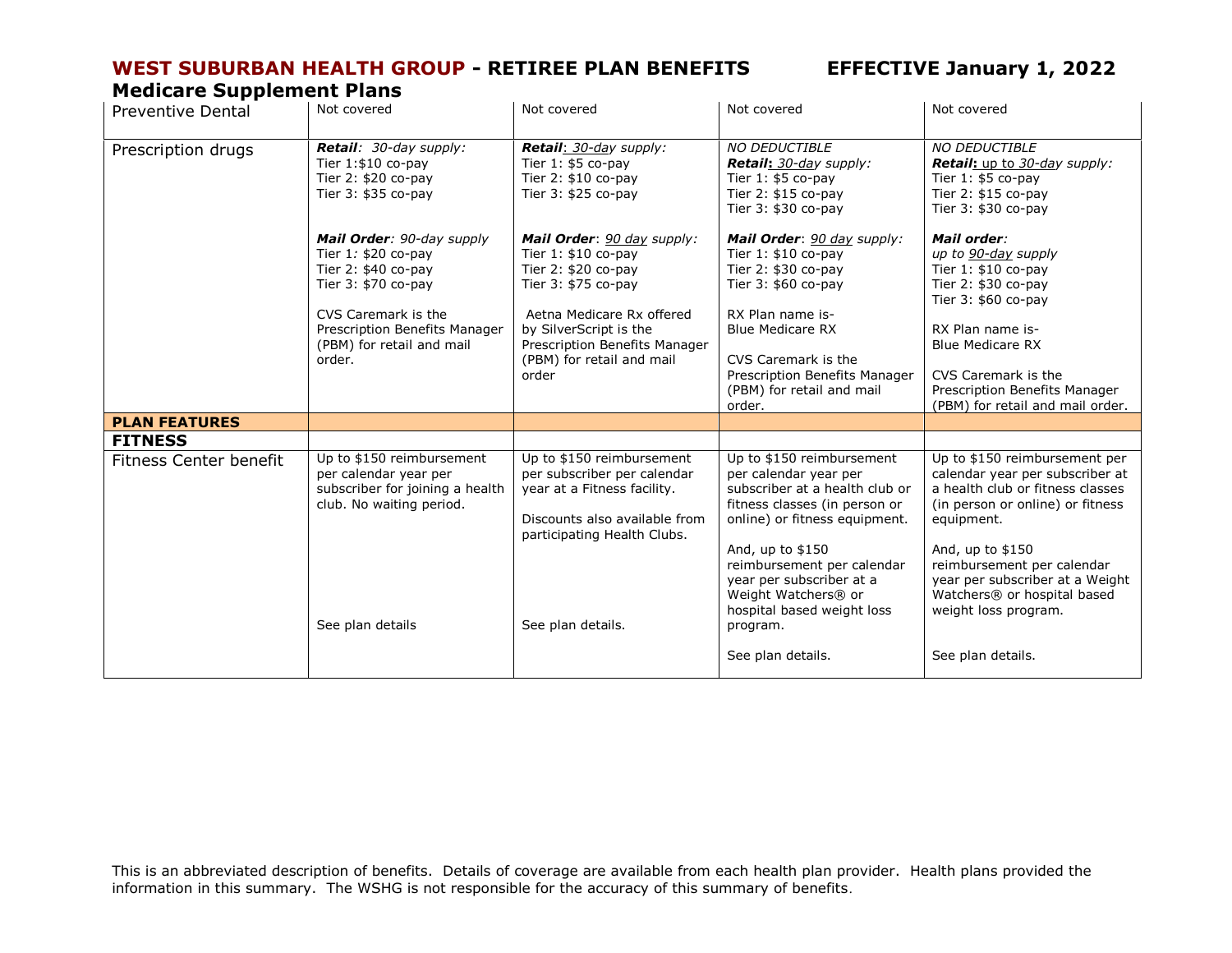## WEST SUBURBAN HEALTH GROUP - RETIREE PLAN BENEFITS EFFECTIVE January 1, 2022

### Medicare Supplement Plans

| | | | | |
|---|---|---|---|---|
| Preventive Dental | Not covered | Not covered | Not covered | Not covered |
| Prescription drugs | ***Retail**: 30-day supply:*<br>Tier 1:$10 co-pay<br>Tier 2: $20 co-pay<br>Tier 3: $35 co-pay<br><br>***Mail Order**: 90-day supply*<br>Tier 1: $20 co-pay<br>Tier 2: $40 co-pay<br>Tier 3: $70 co-pay<br><br>CVS Caremark is the Prescription Benefits Manager (PBM) for retail and mail order. | ***Retail**: 30-day supply:*<br>Tier 1: $5 co-pay<br>Tier 2: $10 co-pay<br>Tier 3: $25 co-pay<br><br>***Mail Order**: 90 day supply:*<br>Tier 1: $10 co-pay<br>Tier 2: $20 co-pay<br>Tier 3: $75 co-pay<br><br>Aetna Medicare Rx offered by SilverScript is the Prescription Benefits Manager (PBM) for retail and mail order | *NO DEDUCTIBLE*<br>***Retail**: 30-day supply:*<br>Tier 1: $5 co-pay<br>Tier 2: $15 co-pay<br>Tier 3: $30 co-pay<br><br>***Mail Order**: 90 day supply:*<br>Tier 1: $10 co-pay<br>Tier 2: $30 co-pay<br>Tier 3: $60 co-pay<br><br>RX Plan name is- Blue Medicare RX<br><br>CVS Caremark is the Prescription Benefits Manager (PBM) for retail and mail order. | *NO DEDUCTIBLE*<br>***Retail**: up to 30-day supply:*<br>Tier 1: $5 co-pay<br>Tier 2: $15 co-pay<br>Tier 3: $30 co-pay<br><br>***Mail order**:*<br>*up to 90-day supply*<br>Tier 1: $10 co-pay<br>Tier 2: $30 co-pay<br>Tier 3: $60 co-pay<br><br>RX Plan name is- Blue Medicare RX<br><br>CVS Caremark is the Prescription Benefits Manager (PBM) for retail and mail order. |
| **PLAN FEATURES** | | | | |
| **FITNESS** | | | | |
| Fitness Center benefit | Up to $150 reimbursement per calendar year per subscriber for joining a health club. No waiting period.<br><br>See plan details | Up to $150 reimbursement per subscriber per calendar year at a Fitness facility.<br><br>Discounts also available from participating Health Clubs.<br><br>See plan details. | Up to $150 reimbursement per calendar year per subscriber at a health club or fitness classes (in person or online) or fitness equipment.<br><br>And, up to $150 reimbursement per calendar year per subscriber at a Weight Watchers® or hospital based weight loss program.<br><br>See plan details. | Up to $150 reimbursement per calendar year per subscriber at a health club or fitness classes (in person or online) or fitness equipment.<br><br>And, up to $150 reimbursement per calendar year per subscriber at a Weight Watchers® or hospital based weight loss program.<br><br>See plan details. |

This is an abbreviated description of benefits. Details of coverage are available from each health plan provider. Health plans provided the information in this summary. The WSHG is not responsible for the accuracy of this summary of benefits.